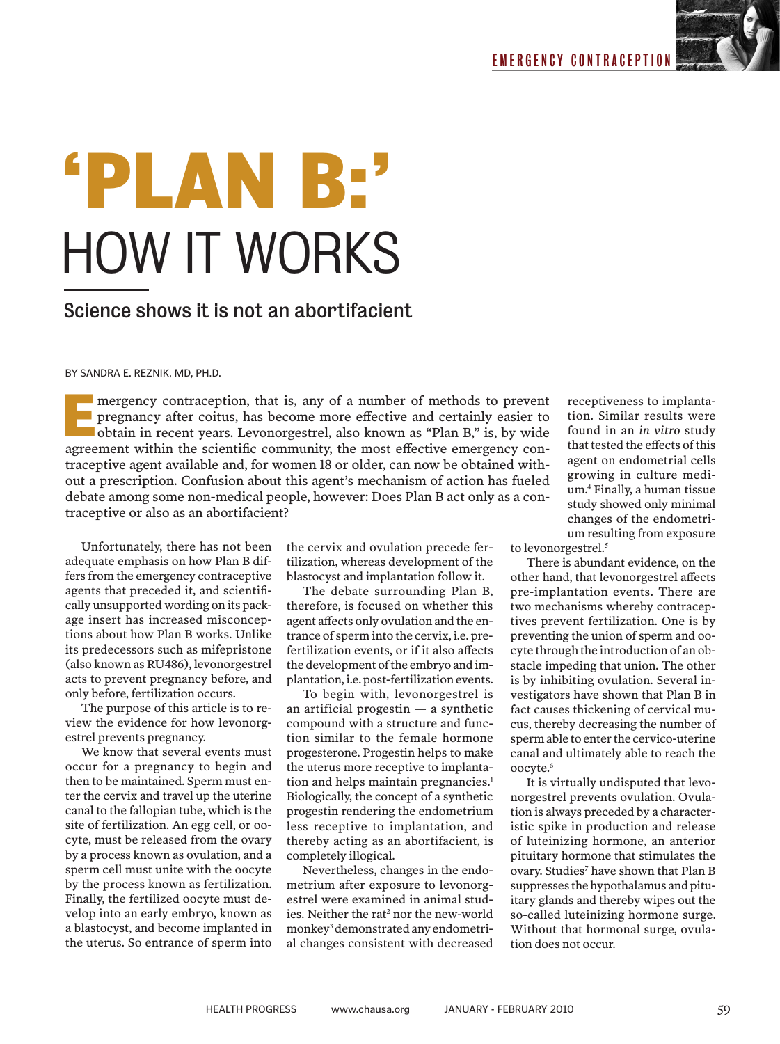# 'PLAN B:' HOW IT WORKS

## Science shows it is not an abortifacient

BY SANDRA E. REZNIK, MD, PH.D.

Emergency contraception, that is, any of a number of methods to prevent pregnancy after coitus, has become more effective and certainly easier to obtain in recent years. Levonorgestrel, also known as "Plan B," is, by wide agreement within the scientific community, the most effective emergency contraceptive agent available and, for women 18 or older, can now be obtained without a prescription. Confusion about this agent's mechanism of action has fueled debate among some non-medical people, however: Does Plan B act only as a contraceptive or also as an abortifacient?

Unfortunately, there has not been adequate emphasis on how Plan B differs from the emergency contraceptive agents that preceded it, and scientifically unsupported wording on its package insert has increased misconceptions about how Plan B works. Unlike its predecessors such as mifepristone (also known as RU486), levonorgestrel acts to prevent pregnancy before, and only before, fertilization occurs.

The purpose of this article is to review the evidence for how levonorgestrel prevents pregnancy.

We know that several events must occur for a pregnancy to begin and then to be maintained. Sperm must enter the cervix and travel up the uterine canal to the fallopian tube, which is the site of fertilization. An egg cell, or oocyte, must be released from the ovary by a process known as ovulation, and a sperm cell must unite with the oocyte by the process known as fertilization. Finally, the fertilized oocyte must develop into an early embryo, known as a blastocyst, and become implanted in the uterus. So entrance of sperm into the cervix and ovulation precede fertilization, whereas development of the blastocyst and implantation follow it.

The debate surrounding Plan B, therefore, is focused on whether this agent affects only ovulation and the entrance of sperm into the cervix, i.e. pre-fertilization events, or if it also affects the development of the embryo and implantation, i.e. post-fertilization events.

To begin with, levonorgestrel is an artificial progestin — a synthetic compound with a structure and function similar to the female hormone progesterone. Progestin helps to make the uterus more receptive to implantation and helps maintain pregnancies.[1] Biologically, the concept of a synthetic progestin rendering the endometrium less receptive to implantation, and thereby acting as an abortifacient, is completely illogical.

Nevertheless, changes in the endometrium after exposure to levonorgestrel were examined in animal studies. Neither the rat[2] nor the new-world monkey[3] demonstrated any endometrial changes consistent with decreased receptiveness to implantation. Similar results were found in an *in vitro* study that tested the effects of this agent on endometrial cells growing in culture medium.[4] Finally, a human tissue study showed only minimal changes of the endometrium resulting from exposure to levonorgestrel.[5]

There is abundant evidence, on the other hand, that levonorgestrel affects pre-implantation events. There are two mechanisms whereby contraceptives prevent fertilization. One is by preventing the union of sperm and oocyte through the introduction of an obstacle impeding that union. The other is by inhibiting ovulation. Several investigators have shown that Plan B in fact causes thickening of cervical mucus, thereby decreasing the number of sperm able to enter the cervico-uterine canal and ultimately able to reach the oocyte.[6]

It is virtually undisputed that levonorgestrel prevents ovulation. Ovulation is always preceded by a characteristic spike in production and release of luteinizing hormone, an anterior pituitary hormone that stimulates the ovary. Studies[7] have shown that Plan B suppresses the hypothalamus and pituitary glands and thereby wipes out the so-called luteinizing hormone surge. Without that hormonal surge, ovulation does not occur.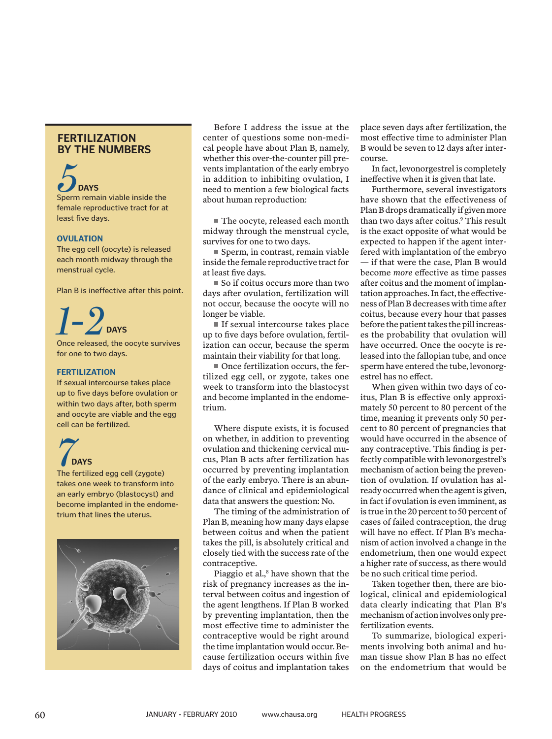## FERTILIZATION BY THE NUMBERS

**5 DAYS**

Sperm remain viable inside the female reproductive tract for at least five days.

**OVULATION**

The egg cell (oocyte) is released each month midway through the menstrual cycle.

Plan B is ineffective after this point.

**1-2 DAYS**

Once released, the oocyte survives for one to two days.

**FERTILIZATION**

If sexual intercourse takes place up to five days before ovulation or within two days after, both sperm and oocyte are viable and the egg cell can be fertilized.

**7 DAYS**

The fertilized egg cell (zygote) takes one week to transform into an early embryo (blastocyst) and become implanted in the endometrium that lines the uterus.

Before I address the issue at the center of questions some non-medical people have about Plan B, namely, whether this over-the-counter pill prevents implantation of the early embryo in addition to inhibiting ovulation, I need to mention a few biological facts about human reproduction:

- The oocyte, released each month midway through the menstrual cycle, survives for one to two days.
- Sperm, in contrast, remain viable inside the female reproductive tract for at least five days.
- So if coitus occurs more than two days after ovulation, fertilization will not occur, because the oocyte will no longer be viable.
- If sexual intercourse takes place up to five days before ovulation, fertilization can occur, because the sperm maintain their viability for that long.
- Once fertilization occurs, the fertilized egg cell, or zygote, takes one week to transform into the blastocyst and become implanted in the endometrium.

Where dispute exists, it is focused on whether, in addition to preventing ovulation and thickening cervical mucus, Plan B acts after fertilization has occurred by preventing implantation of the early embryo. There is an abundance of clinical and epidemiological data that answers the question: No.

The timing of the administration of Plan B, meaning how many days elapse between coitus and when the patient takes the pill, is absolutely critical and closely tied with the success rate of the contraceptive.

Piaggio et al.,[8] have shown that the risk of pregnancy increases as the interval between coitus and ingestion of the agent lengthens. If Plan B worked by preventing implantation, then the most effective time to administer the contraceptive would be right around the time implantation would occur. Because fertilization occurs within five days of coitus and implantation takes place seven days after fertilization, the most effective time to administer Plan B would be seven to 12 days after intercourse.

In fact, levonorgestrel is completely ineffective when it is given that late.

Furthermore, several investigators have shown that the effectiveness of Plan B drops dramatically if given more than two days after coitus.[9] This result is the exact opposite of what would be expected to happen if the agent interfered with implantation of the embryo — if that were the case, Plan B would become *more* effective as time passes after coitus and the moment of implantation approaches. In fact, the effectiveness of Plan B decreases with time after coitus, because every hour that passes before the patient takes the pill increases the probability that ovulation will have occurred. Once the oocyte is released into the fallopian tube, and once sperm have entered the tube, levonorgestrel has no effect.

When given within two days of coitus, Plan B is effective only approximately 50 percent to 80 percent of the time, meaning it prevents only 50 percent to 80 percent of pregnancies that would have occurred in the absence of any contraceptive. This finding is perfectly compatible with levonorgestrel's mechanism of action being the prevention of ovulation. If ovulation has already occurred when the agent is given, in fact if ovulation is even imminent, as is true in the 20 percent to 50 percent of cases of failed contraception, the drug will have no effect. If Plan B's mechanism of action involved a change in the endometrium, then one would expect a higher rate of success, as there would be no such critical time period.

Taken together then, there are biological, clinical and epidemiological data clearly indicating that Plan B's mechanism of action involves only pre-fertilization events.

To summarize, biological experiments involving both animal and human tissue show Plan B has no effect on the endometrium that would be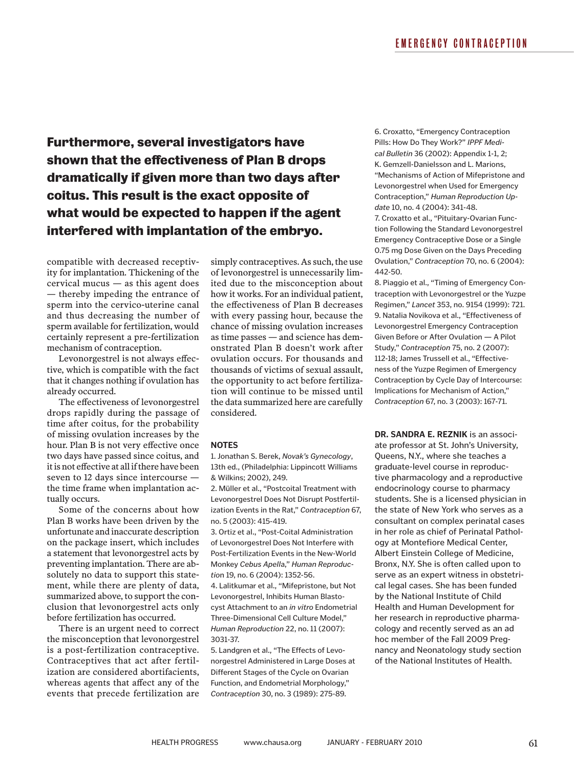**Furthermore, several investigators have shown that the effectiveness of Plan B drops dramatically if given more than two days after coitus. This result is the exact opposite of what would be expected to happen if the agent interfered with implantation of the embryo.**

compatible with decreased receptivity for implantation. Thickening of the cervical mucus — as this agent does — thereby impeding the entrance of sperm into the cervico-uterine canal and thus decreasing the number of sperm available for fertilization, would certainly represent a pre-fertilization mechanism of contraception.

Levonorgestrel is not always effective, which is compatible with the fact that it changes nothing if ovulation has already occurred.

The effectiveness of levonorgestrel drops rapidly during the passage of time after coitus, for the probability of missing ovulation increases by the hour. Plan B is not very effective once two days have passed since coitus, and it is not effective at all if there have been seven to 12 days since intercourse — the time frame when implantation actually occurs.

Some of the concerns about how Plan B works have been driven by the unfortunate and inaccurate description on the package insert, which includes a statement that levonorgestrel acts by preventing implantation. There are absolutely no data to support this statement, while there are plenty of data, summarized above, to support the conclusion that levonorgestrel acts only before fertilization has occurred.

There is an urgent need to correct the misconception that levonorgestrel is a post-fertilization contraceptive. Contraceptives that act after fertilization are considered abortifacients, whereas agents that affect any of the events that precede fertilization are simply contraceptives. As such, the use of levonorgestrel is unnecessarily limited due to the misconception about how it works. For an individual patient, the effectiveness of Plan B decreases with every passing hour, because the chance of missing ovulation increases as time passes — and science has demonstrated Plan B doesn't work after ovulation occurs. For thousands and thousands of victims of sexual assault, the opportunity to act before fertilization will continue to be missed until the data summarized here are carefully considered.

### NOTES

1. Jonathan S. Berek, *Novak's Gynecology*, 13th ed., (Philadelphia: Lippincott Williams & Wilkins; 2002), 249.
2. Müller et al., "Postcoital Treatment with Levonorgestrel Does Not Disrupt Postfertilization Events in the Rat," *Contraception* 67, no. 5 (2003): 415-419.
3. Ortiz et al., "Post-Coital Administration of Levonorgestrel Does Not Interfere with Post-Fertilization Events in the New-World Monkey *Cebus Apella*," *Human Reproduction* 19, no. 6 (2004): 1352-56.
4. Lalitkumar et al., "Mifepristone, but Not Levonorgestrel, Inhibits Human Blastocyst Attachment to an *in vitro* Endometrial Three-Dimensional Cell Culture Model," *Human Reproduction* 22, no. 11 (2007): 3031-37.
5. Landgren et al., "The Effects of Levonorgestrel Administered in Large Doses at Different Stages of the Cycle on Ovarian Function, and Endometrial Morphology," *Contraception* 30, no. 3 (1989): 275-89.
6. Croxatto, "Emergency Contraception Pills: How Do They Work?" *IPPF Medical Bulletin* 36 (2002): Appendix 1-1, 2; K. Gemzell-Danielsson and L. Marions, "Mechanisms of Action of Mifepristone and Levonorgestrel when Used for Emergency Contraception," *Human Reproduction Update* 10, no. 4 (2004): 341-48.
7. Croxatto et al., "Pituitary-Ovarian Function Following the Standard Levonorgestrel Emergency Contraceptive Dose or a Single 0.75 mg Dose Given on the Days Preceding Ovulation," *Contraception* 70, no. 6 (2004): 442-50.
8. Piaggio et al., "Timing of Emergency Contraception with Levonorgestrel or the Yuzpe Regimen," *Lancet* 353, no. 9154 (1999): 721.
9. Natalia Novikova et al., "Effectiveness of Levonorgestrel Emergency Contraception Given Before or After Ovulation — A Pilot Study," *Contraception* 75, no. 2 (2007): 112-18; James Trussell et al., "Effectiveness of the Yuzpe Regimen of Emergency Contraception by Cycle Day of Intercourse: Implications for Mechanism of Action," *Contraception* 67, no. 3 (2003): 167-71.

**DR. SANDRA E. REZNIK** is an associate professor at St. John's University, Queens, N.Y., where she teaches a graduate-level course in reproductive pharmacology and a reproductive endocrinology course to pharmacy students. She is a licensed physician in the state of New York who serves as a consultant on complex perinatal cases in her role as chief of Perinatal Pathology at Montefiore Medical Center, Albert Einstein College of Medicine, Bronx, N.Y. She is often called upon to serve as an expert witness in obstetrical legal cases. She has been funded by the National Institute of Child Health and Human Development for her research in reproductive pharmacology and recently served as an ad hoc member of the Fall 2009 Pregnancy and Neonatology study section of the National Institutes of Health.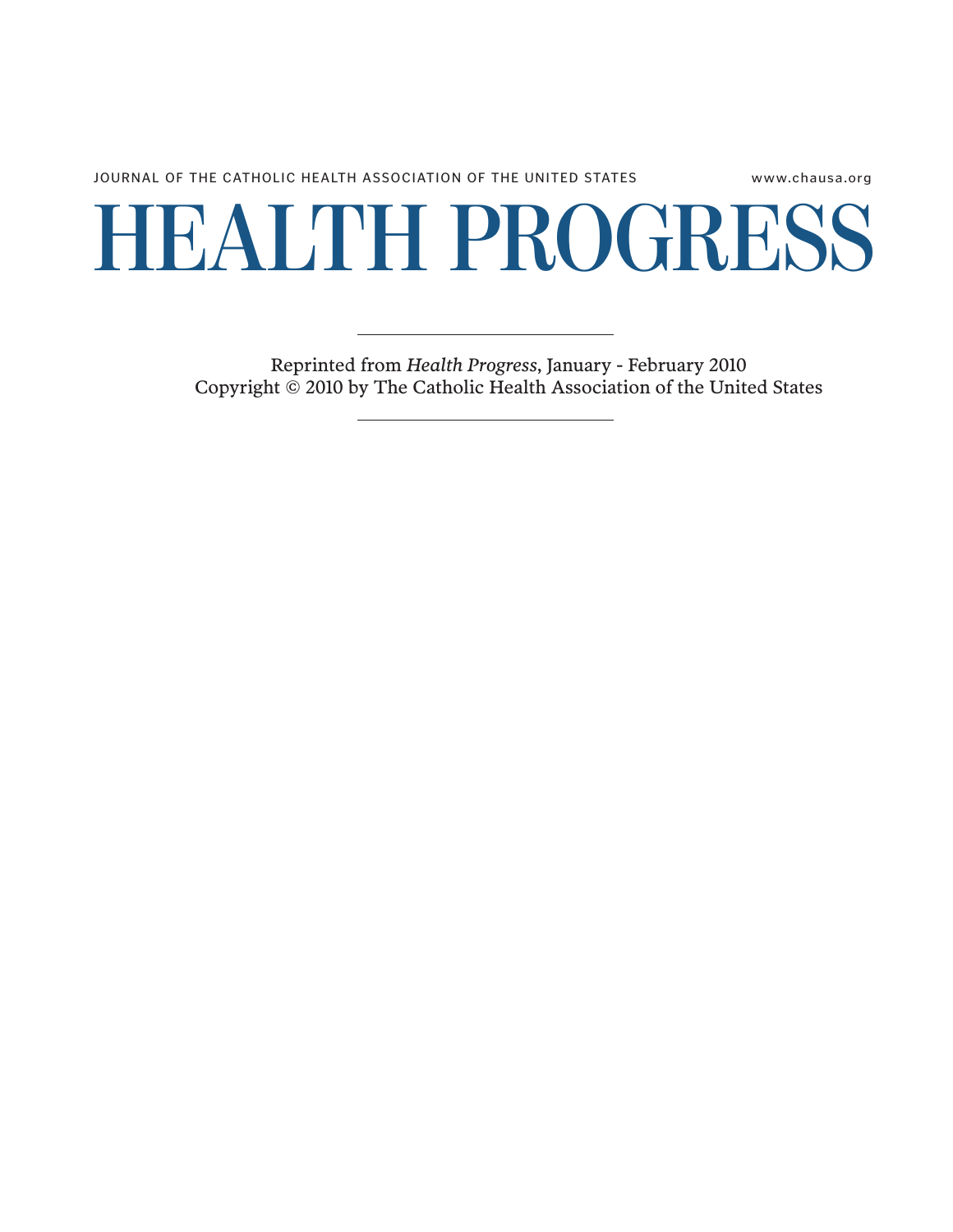JOURNAL OF THE CATHOLIC HEALTH ASSOCIATION OF THE UNITED STATES www.chausa.org

# HEALTH PROGRESS

---

Reprinted from *Health Progress*, January - February 2010
Copyright © 2010 by The Catholic Health Association of the United States

---